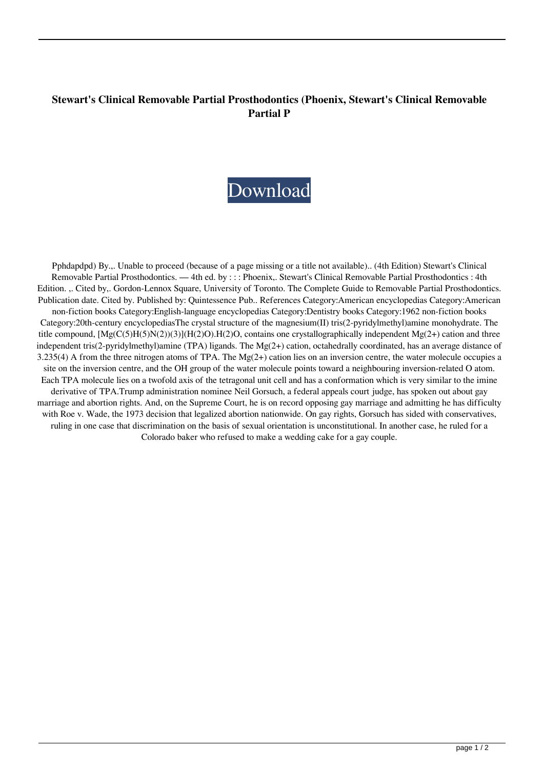**Stewart's Clinical Removable Partial Prosthodontics (Phoenix, Stewart's Clinical Removable Partial P**

Download

Pphdapdpd) By.,. Unable to proceed (because of a page missing or a title not available).. (4th Edition) Stewart's Clinical Removable Partial Prosthodontics. — 4th ed. by : : : Phoenix,. Stewart's Clinical Removable Partial Prosthodontics : 4th Edition. ,. Cited by,. Gordon-Lennox Square, University of Toronto. The Complete Guide to Removable Partial Prosthodontics. Publication date. Cited by. Published by: Quintessence Pub.. References Category:American encyclopedias Category:American non-fiction books Category:English-language encyclopedias Category:Dentistry books Category:1962 non-fiction books Category:20th-century encyclopediasThe crystal structure of the magnesium(II) tris(2-pyridylmethyl)amine monohydrate. The title compound, $[Mg(C(5)H(5)N(2))(3)](H(2)O).H(2)O$, contains one crystallographically independent $Mg(2+)$ cation and three independent tris(2-pyridylmethyl)amine (TPA) ligands. The $Mg(2+)$ cation, octahedrally coordinated, has an average distance of 3.235(4) A from the three nitrogen atoms of TPA. The $Mg(2+)$ cation lies on an inversion centre, the water molecule occupies a site on the inversion centre, and the OH group of the water molecule points toward a neighbouring inversion-related O atom. Each TPA molecule lies on a twofold axis of the tetragonal unit cell and has a conformation which is very similar to the imine derivative of TPA.Trump administration nominee Neil Gorsuch, a federal appeals court judge, has spoken out about gay marriage and abortion rights. And, on the Supreme Court, he is on record opposing gay marriage and admitting he has difficulty with Roe v. Wade, the 1973 decision that legalized abortion nationwide. On gay rights, Gorsuch has sided with conservatives, ruling in one case that discrimination on the basis of sexual orientation is unconstitutional. In another case, he ruled for a Colorado baker who refused to make a wedding cake for a gay couple.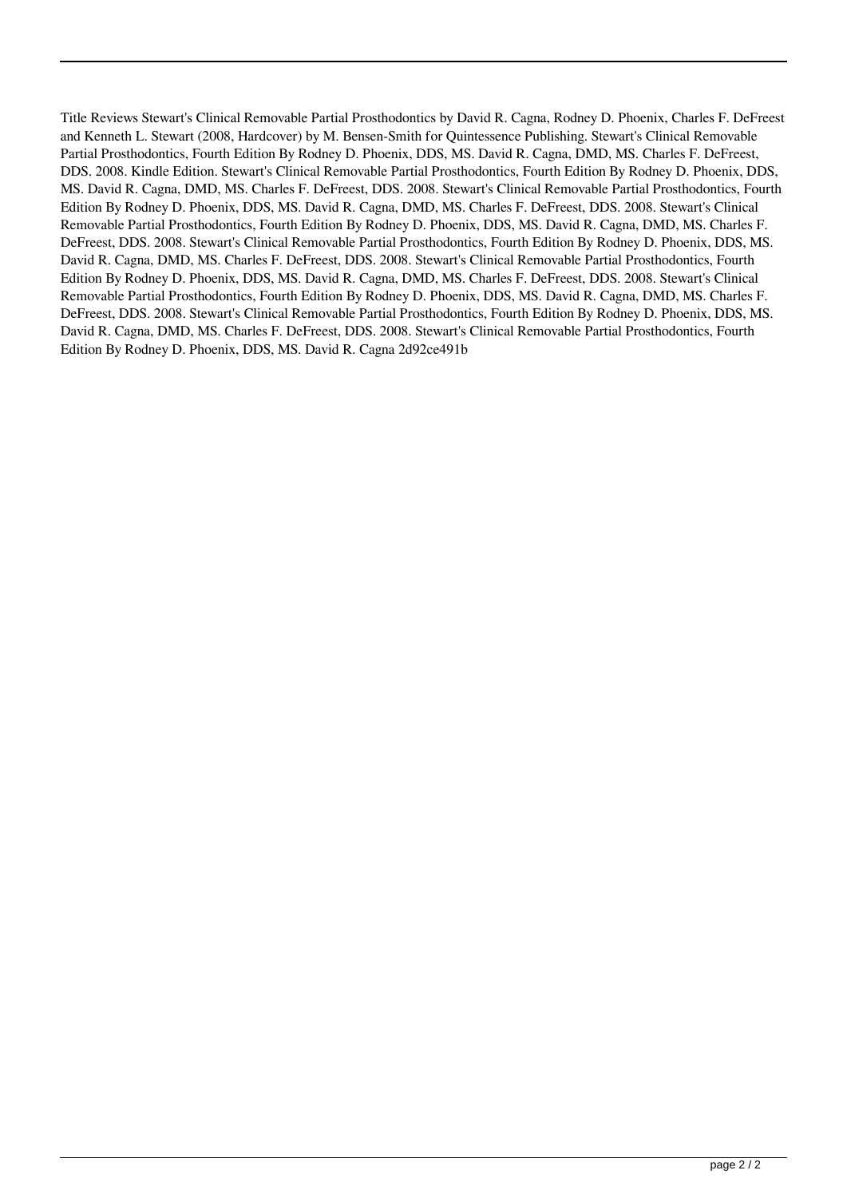Title Reviews Stewart's Clinical Removable Partial Prosthodontics by David R. Cagna, Rodney D. Phoenix, Charles F. DeFreest and Kenneth L. Stewart (2008, Hardcover) by M. Bensen-Smith for Quintessence Publishing. Stewart's Clinical Removable Partial Prosthodontics, Fourth Edition By Rodney D. Phoenix, DDS, MS. David R. Cagna, DMD, MS. Charles F. DeFreest, DDS. 2008. Kindle Edition. Stewart's Clinical Removable Partial Prosthodontics, Fourth Edition By Rodney D. Phoenix, DDS, MS. David R. Cagna, DMD, MS. Charles F. DeFreest, DDS. 2008. Stewart's Clinical Removable Partial Prosthodontics, Fourth Edition By Rodney D. Phoenix, DDS, MS. David R. Cagna, DMD, MS. Charles F. DeFreest, DDS. 2008. Stewart's Clinical Removable Partial Prosthodontics, Fourth Edition By Rodney D. Phoenix, DDS, MS. David R. Cagna, DMD, MS. Charles F. DeFreest, DDS. 2008. Stewart's Clinical Removable Partial Prosthodontics, Fourth Edition By Rodney D. Phoenix, DDS, MS. David R. Cagna, DMD, MS. Charles F. DeFreest, DDS. 2008. Stewart's Clinical Removable Partial Prosthodontics, Fourth Edition By Rodney D. Phoenix, DDS, MS. David R. Cagna, DMD, MS. Charles F. DeFreest, DDS. 2008. Stewart's Clinical Removable Partial Prosthodontics, Fourth Edition By Rodney D. Phoenix, DDS, MS. David R. Cagna, DMD, MS. Charles F. DeFreest, DDS. 2008. Stewart's Clinical Removable Partial Prosthodontics, Fourth Edition By Rodney D. Phoenix, DDS, MS. David R. Cagna, DMD, MS. Charles F. DeFreest, DDS. 2008. Stewart's Clinical Removable Partial Prosthodontics, Fourth Edition By Rodney D. Phoenix, DDS, MS. David R. Cagna 2d92ce491b